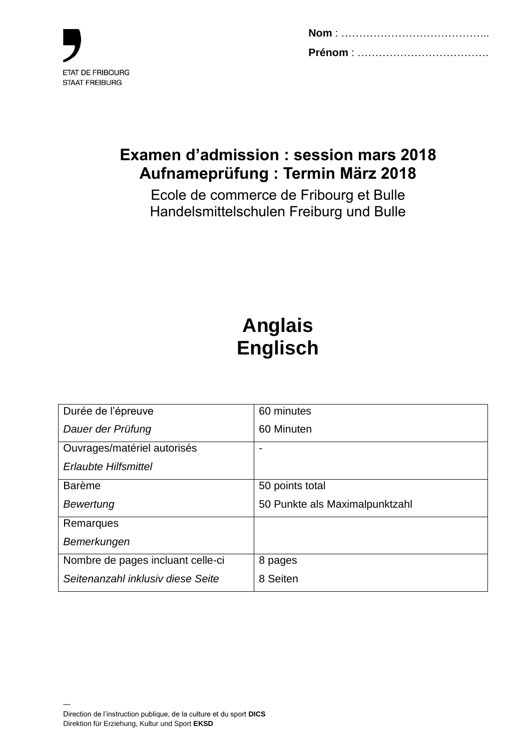ETAT DE FRIBOURG
STAAT FREIBURG

**Nom** : …………………………………...

**Prénom** : ………………………………

# Examen d'admission : session mars 2018
# Aufnameprüfung : Termin März 2018

Ecole de commerce de Fribourg et Bulle
Handelsmittelschulen Freiburg und Bulle

# Anglais
# Englisch

| Durée de l'épreuve<br>*Dauer der Prüfung* | 60 minutes<br>60 Minuten |
|---|---|
| Ouvrages/matériel autorisés<br>*Erlaubte Hilfsmittel* | - |
| Barème<br>*Bewertung* | 50 points total<br>50 Punkte als Maximalpunktzahl |
| Remarques<br>*Bemerkungen* | |
| Nombre de pages incluant celle-ci<br>*Seitenanzahl inklusiv diese Seite* | 8 pages<br>8 Seiten |

—
Direction de l'instruction publique, de la culture et du sport **DICS**
Direktion für Erziehung, Kultur und Sport **EKSD**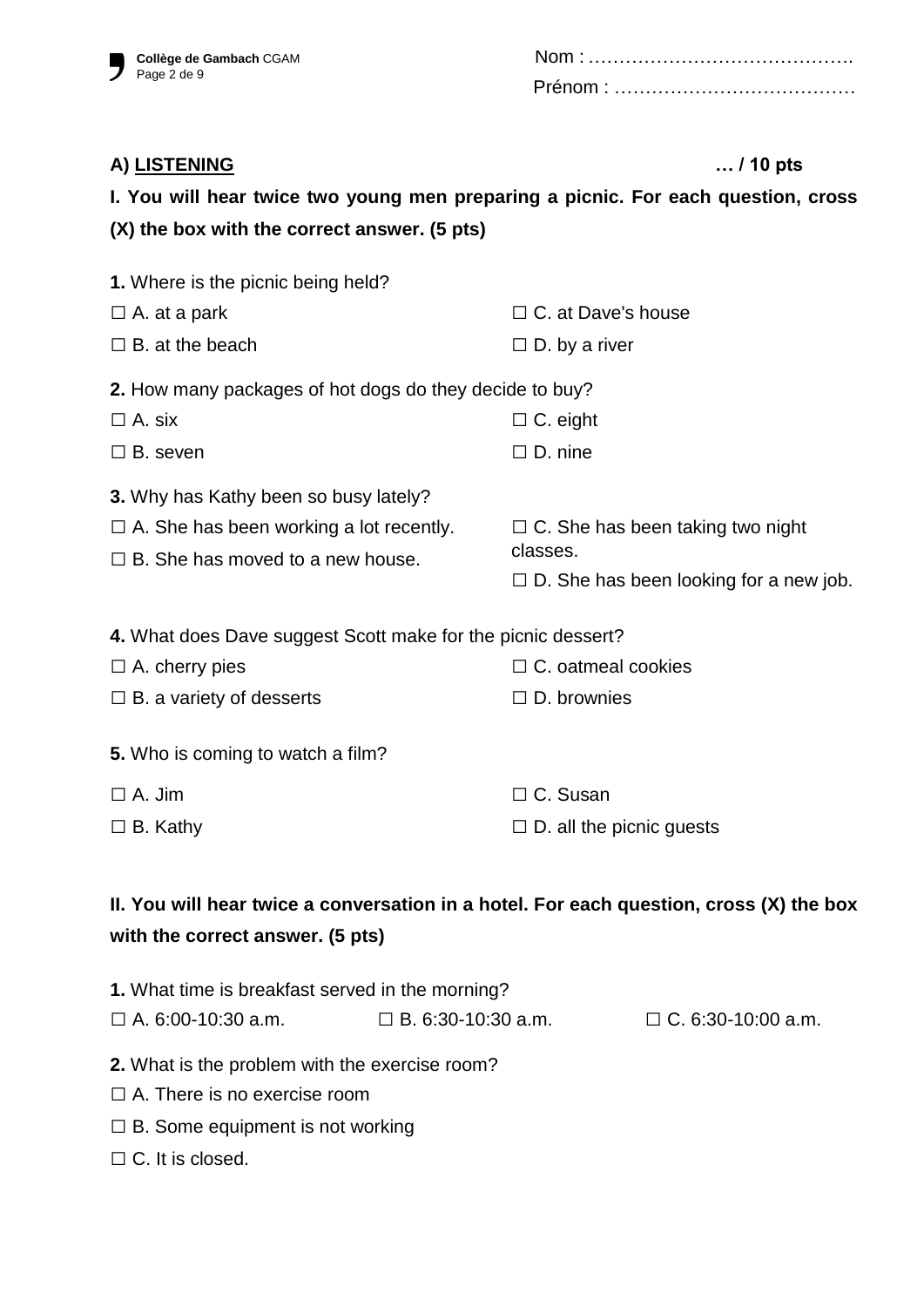Nom : …………………………………….

Prénom : …………………………………

## A) LISTENING … / 10 pts

**I. You will hear twice two young men preparing a picnic. For each question, cross (X) the box with the correct answer. (5 pts)**

**1.** Where is the picnic being held?

☐ A. at a park
☐ B. at the beach
☐ C. at Dave's house
☐ D. by a river

**2.** How many packages of hot dogs do they decide to buy?

☐ A. six
☐ B. seven
☐ C. eight
☐ D. nine

**3.** Why has Kathy been so busy lately?

☐ A. She has been working a lot recently.
☐ B. She has moved to a new house.
☐ C. She has been taking two night classes.
☐ D. She has been looking for a new job.

**4.** What does Dave suggest Scott make for the picnic dessert?

☐ A. cherry pies
☐ B. a variety of desserts
☐ C. oatmeal cookies
☐ D. brownies

**5.** Who is coming to watch a film?

☐ A. Jim
☐ B. Kathy
☐ C. Susan
☐ D. all the picnic guests

**II. You will hear twice a conversation in a hotel. For each question, cross (X) the box with the correct answer. (5 pts)**

**1.** What time is breakfast served in the morning?

☐ A. 6:00-10:30 a.m.
☐ B. 6:30-10:30 a.m.
☐ C. 6:30-10:00 a.m.

**2.** What is the problem with the exercise room?

☐ A. There is no exercise room
☐ B. Some equipment is not working
☐ C. It is closed.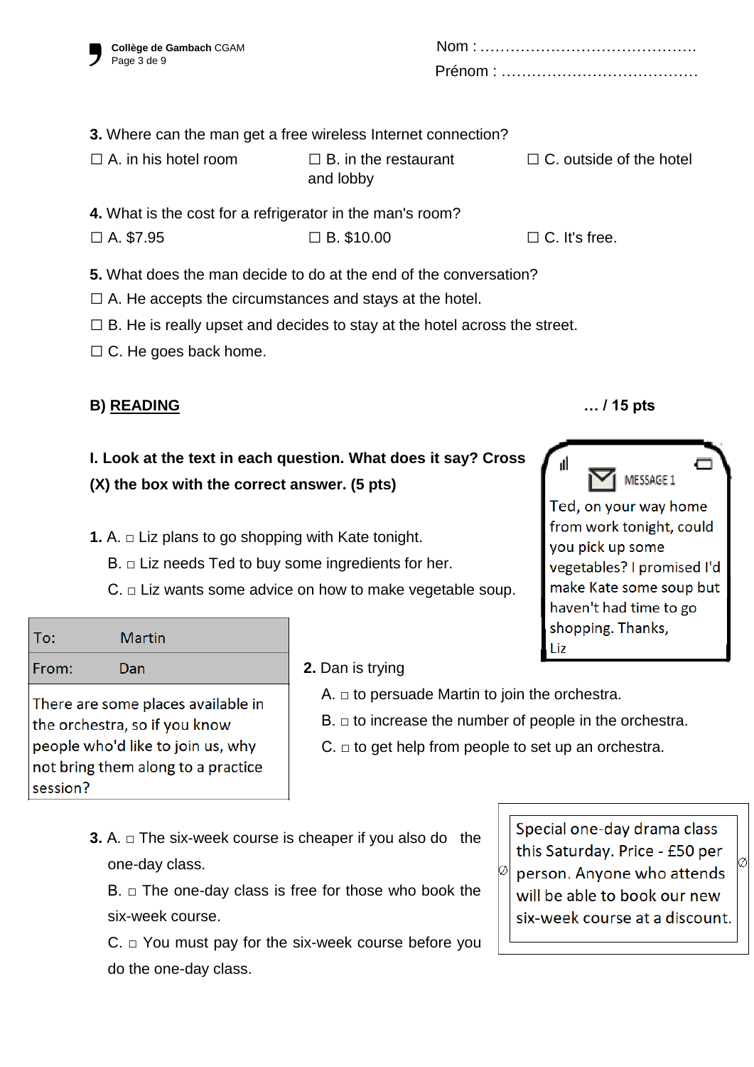Nom : ..........................................

Prénom : .....................................

**3.** Where can the man get a free wireless Internet connection?

☐ A. in his hotel room ☐ B. in the restaurant and lobby ☐ C. outside of the hotel

**4.** What is the cost for a refrigerator in the man's room?

☐ A. $7.95 ☐ B. $10.00 ☐ C. It's free.

**5.** What does the man decide to do at the end of the conversation?

☐ A. He accepts the circumstances and stays at the hotel.

☐ B. He is really upset and decides to stay at the hotel across the street.

☐ C. He goes back home.

## B) READING … / 15 pts

**I. Look at the text in each question. What does it say? Cross (X) the box with the correct answer. (5 pts)**

MESSAGE 1

Ted, on your way home from work tonight, could you pick up some vegetables? I promised I'd make Kate some soup but haven't had time to go shopping. Thanks,
Liz

**1.** A. □ Liz plans to go shopping with Kate tonight.

B. □ Liz needs Ted to buy some ingredients for her.

C. □ Liz wants some advice on how to make vegetable soup.

| To: | Martin |
|---|---|
| From: | Dan |

There are some places available in the orchestra, so if you know people who'd like to join us, why not bring them along to a practice session?

**2.** Dan is trying

A. □ to persuade Martin to join the orchestra.

B. □ to increase the number of people in the orchestra.

C. □ to get help from people to set up an orchestra.

Special one-day drama class this Saturday. Price - £50 per person. Anyone who attends will be able to book our new six-week course at a discount.

**3.** A. □ The six-week course is cheaper if you also do the one-day class.

B. □ The one-day class is free for those who book the six-week course.

C. □ You must pay for the six-week course before you do the one-day class.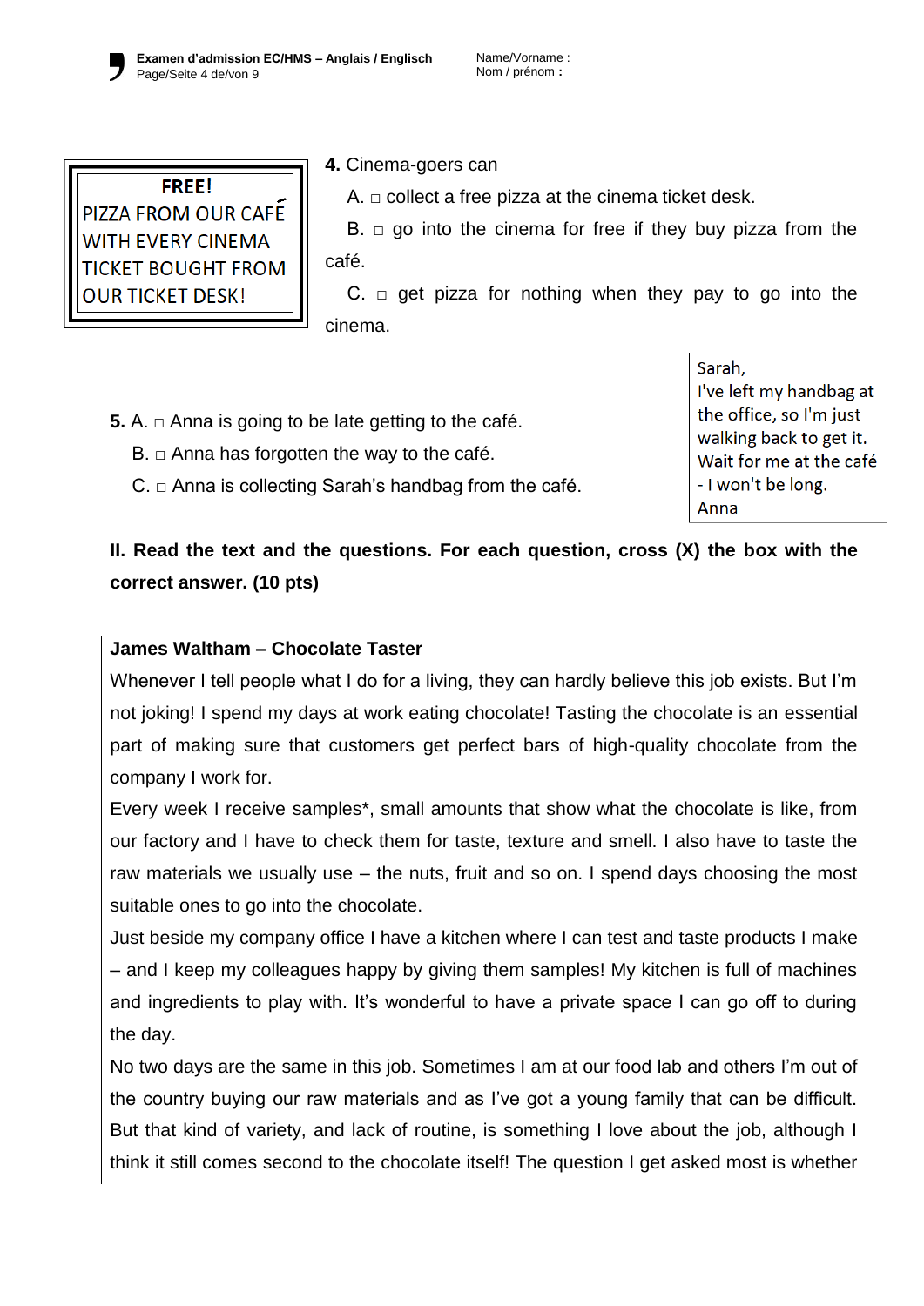**FREE!**
PIZZA FROM OUR CAFÉ
WITH EVERY CINEMA
TICKET BOUGHT FROM
OUR TICKET DESK!

**4.** Cinema-goers can

A. □ collect a free pizza at the cinema ticket desk.

B. □ go into the cinema for free if they buy pizza from the café.

C. □ get pizza for nothing when they pay to go into the cinema.

Sarah,
I've left my handbag at the office, so I'm just walking back to get it. Wait for me at the café - I won't be long.
Anna

**5.** A. □ Anna is going to be late getting to the café.

B. □ Anna has forgotten the way to the café.

C. □ Anna is collecting Sarah's handbag from the café.

**II. Read the text and the questions. For each question, cross (X) the box with the correct answer. (10 pts)**

**James Waltham – Chocolate Taster**

Whenever I tell people what I do for a living, they can hardly believe this job exists. But I'm not joking! I spend my days at work eating chocolate! Tasting the chocolate is an essential part of making sure that customers get perfect bars of high-quality chocolate from the company I work for.

Every week I receive samples*, small amounts that show what the chocolate is like, from our factory and I have to check them for taste, texture and smell. I also have to taste the raw materials we usually use – the nuts, fruit and so on. I spend days choosing the most suitable ones to go into the chocolate.

Just beside my company office I have a kitchen where I can test and taste products I make – and I keep my colleagues happy by giving them samples! My kitchen is full of machines and ingredients to play with. It's wonderful to have a private space I can go off to during the day.

No two days are the same in this job. Sometimes I am at our food lab and others I'm out of the country buying our raw materials and as I've got a young family that can be difficult. But that kind of variety, and lack of routine, is something I love about the job, although I think it still comes second to the chocolate itself! The question I get asked most is whether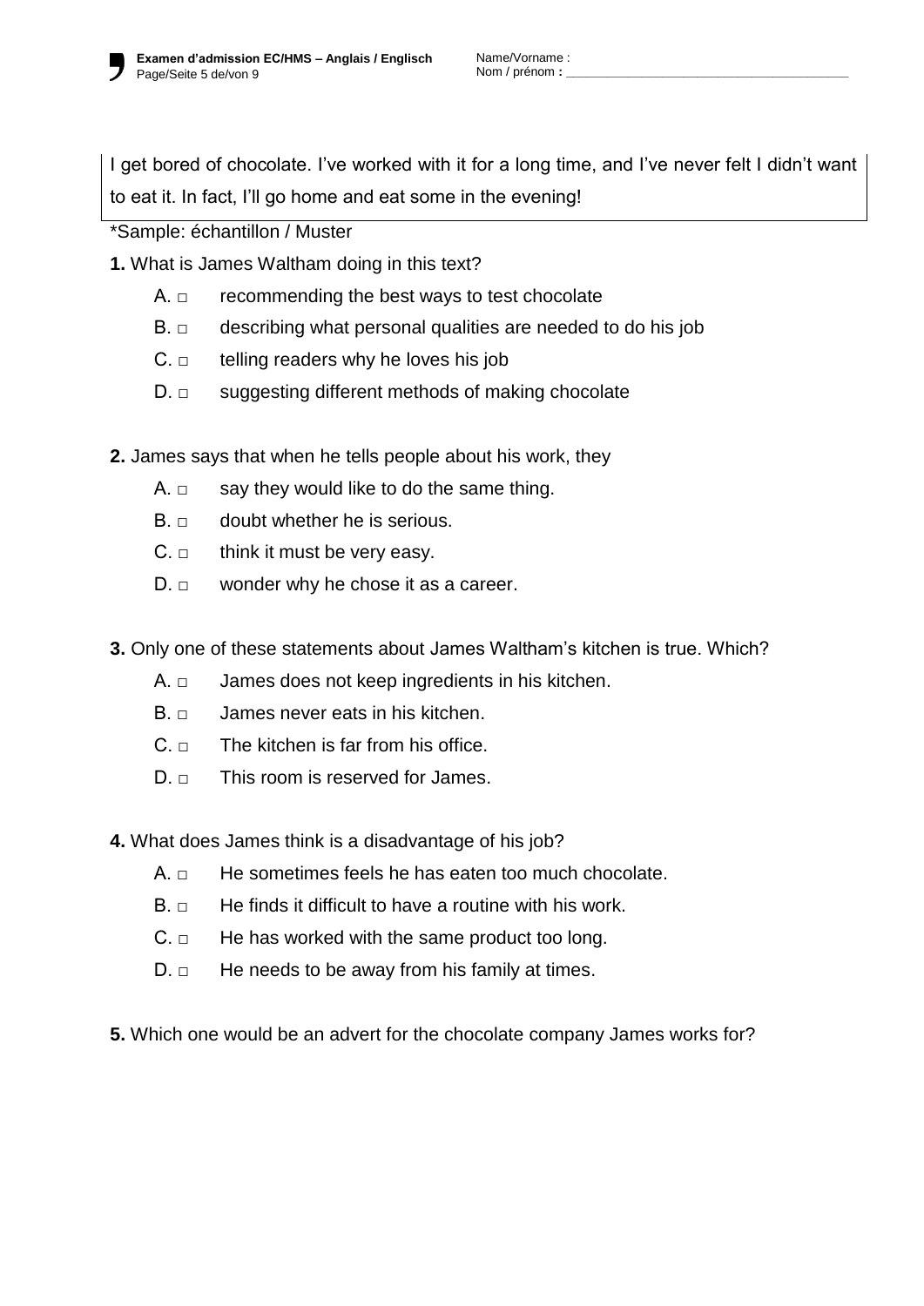I get bored of chocolate. I've worked with it for a long time, and I've never felt I didn't want to eat it. In fact, I'll go home and eat some in the evening!

*Sample: échantillon / Muster

**1.** What is James Waltham doing in this text?

A. □ recommending the best ways to test chocolate

B. □ describing what personal qualities are needed to do his job

C. □ telling readers why he loves his job

D. □ suggesting different methods of making chocolate

**2.** James says that when he tells people about his work, they

A. □ say they would like to do the same thing.

B. □ doubt whether he is serious.

C. □ think it must be very easy.

D. □ wonder why he chose it as a career.

**3.** Only one of these statements about James Waltham's kitchen is true. Which?

A. □ James does not keep ingredients in his kitchen.

B. □ James never eats in his kitchen.

C. □ The kitchen is far from his office.

D. □ This room is reserved for James.

**4.** What does James think is a disadvantage of his job?

A. □ He sometimes feels he has eaten too much chocolate.

B. □ He finds it difficult to have a routine with his work.

C. □ He has worked with the same product too long.

D. □ He needs to be away from his family at times.

**5.** Which one would be an advert for the chocolate company James works for?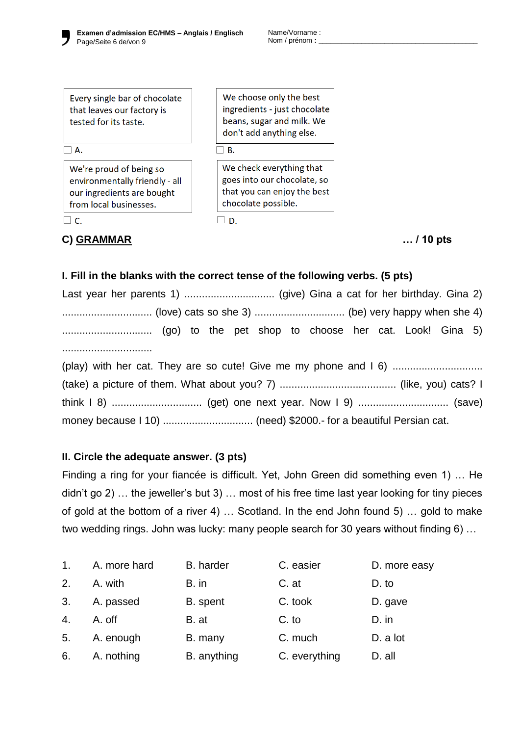| Every single bar of chocolate that leaves our factory is tested for its taste. | We choose only the best ingredients - just chocolate beans, sugar and milk. We don't add anything else. |
|---|---|
| ☐ A. | ☐ B. |
| We're proud of being so environmentally friendly - all our ingredients are bought from local businesses. | We check everything that goes into our chocolate, so that you can enjoy the best chocolate possible. |
| ☐ C. | ☐ D. |

## C) GRAMMAR … / 10 pts

### I. Fill in the blanks with the correct tense of the following verbs. (5 pts)

Last year her parents 1) ............................... (give) Gina a cat for her birthday. Gina 2) ............................... (love) cats so she 3) ............................... (be) very happy when she 4) ............................... (go) to the pet shop to choose her cat. Look! Gina 5) ............................... (play) with her cat. They are so cute! Give me my phone and I 6) ............................... (take) a picture of them. What about you? 7) ........................................ (like, you) cats? I think I 8) ............................... (get) one next year. Now I 9) ............................... (save) money because I 10) ............................... (need) $2000.- for a beautiful Persian cat.

### II. Circle the adequate answer. (3 pts)

Finding a ring for your fiancée is difficult. Yet, John Green did something even 1) … He didn't go 2) … the jeweller's but 3) … most of his free time last year looking for tiny pieces of gold at the bottom of a river 4) … Scotland. In the end John found 5) … gold to make two wedding rings. John was lucky: many people search for 30 years without finding 6) …

| | A | B | C | D |
|---|---|---|---|---|
| 1. | A. more hard | B. harder | C. easier | D. more easy |
| 2. | A. with | B. in | C. at | D. to |
| 3. | A. passed | B. spent | C. took | D. gave |
| 4. | A. off | B. at | C. to | D. in |
| 5. | A. enough | B. many | C. much | D. a lot |
| 6. | A. nothing | B. anything | C. everything | D. all |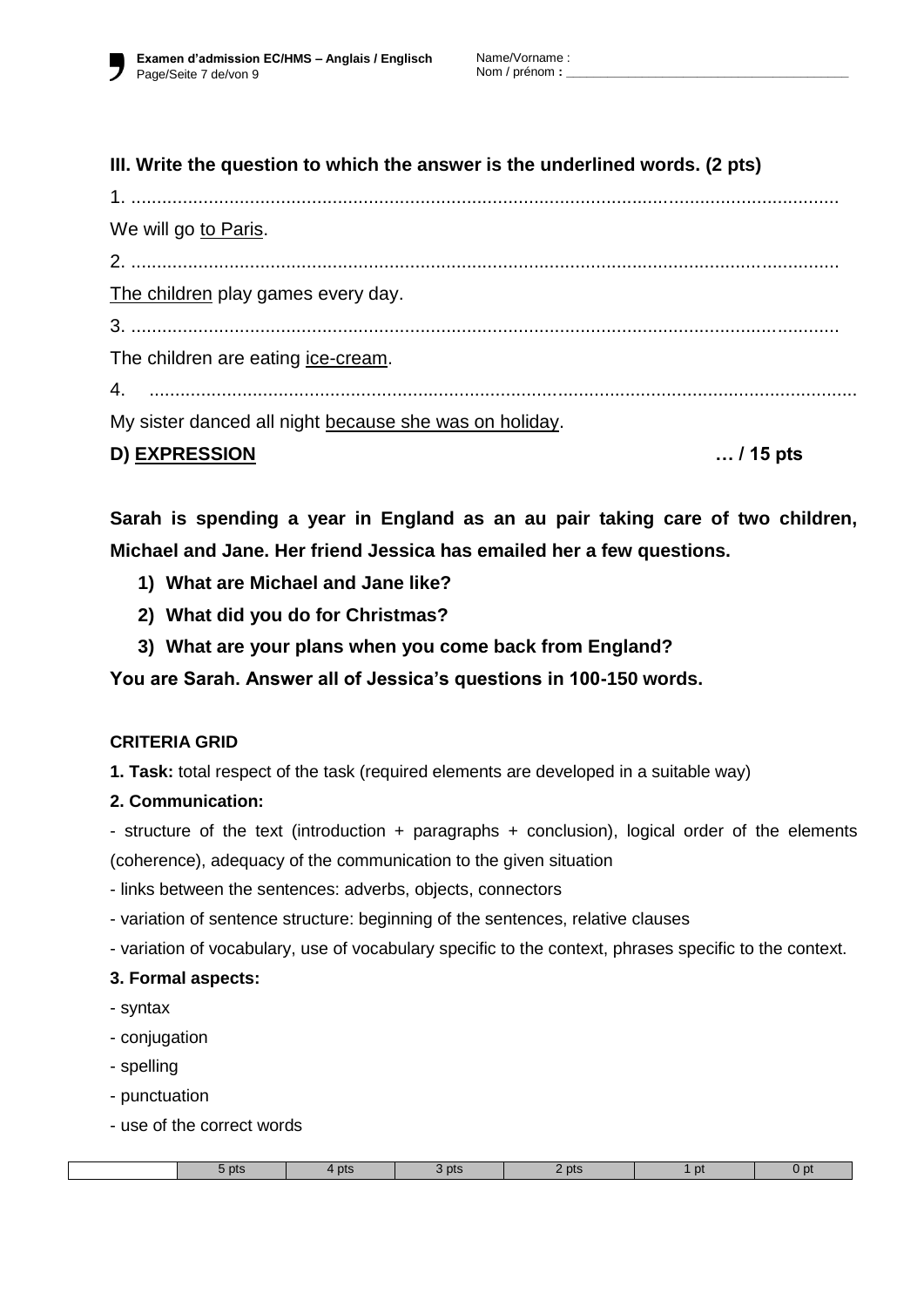### III. Write the question to which the answer is the underlined words. (2 pts)

1. ........................................................................................................................................

We will go <u>to Paris</u>.

2. ........................................................................................................................................

<u>The children</u> play games every day.

3. ........................................................................................................................................

The children are eating <u>ice-cream</u>.

4. ........................................................................................................................................

My sister danced all night <u>because she was on holiday</u>.

## D) <u>EXPRESSION</u> … / 15 pts

**Sarah is spending a year in England as an au pair taking care of two children, Michael and Jane. Her friend Jessica has emailed her a few questions.**

1) **What are Michael and Jane like?**
2) **What did you do for Christmas?**
3) **What are your plans when you come back from England?**

**You are Sarah. Answer all of Jessica's questions in 100-150 words.**

**CRITERIA GRID**

**1. Task:** total respect of the task (required elements are developed in a suitable way)

**2. Communication:**

- structure of the text (introduction + paragraphs + conclusion), logical order of the elements (coherence), adequacy of the communication to the given situation
- links between the sentences: adverbs, objects, connectors
- variation of sentence structure: beginning of the sentences, relative clauses
- variation of vocabulary, use of vocabulary specific to the context, phrases specific to the context.

**3. Formal aspects:**

- syntax
- conjugation
- spelling
- punctuation
- use of the correct words

| | 5 pts | 4 pts | 3 pts | 2 pts | 1 pt | 0 pt |
|---|---|---|---|---|---|---|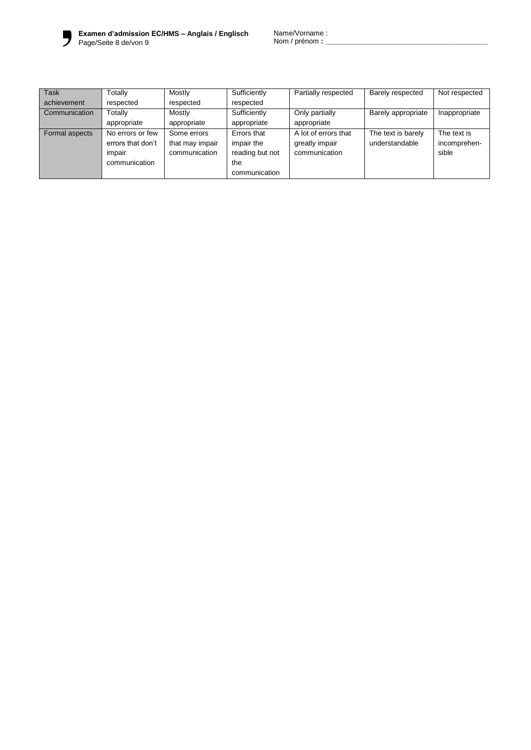| Task achievement | Totally respected | Mostly respected | Sufficiently respected | Partially respected | Barely respected | Not respected |
|---|---|---|---|---|---|---|
| Communication | Totally appropriate | Mostly appropriate | Sufficiently appropriate | Only partially appropriate | Barely appropriate | Inappropriate |
| Formal aspects | No errors or few errors that don't impair communication | Some errors that may impair communication | Errors that impair the reading but not the communication | A lot of errors that greatly impair communication | The text is barely understandable | The text is incomprehen-sible |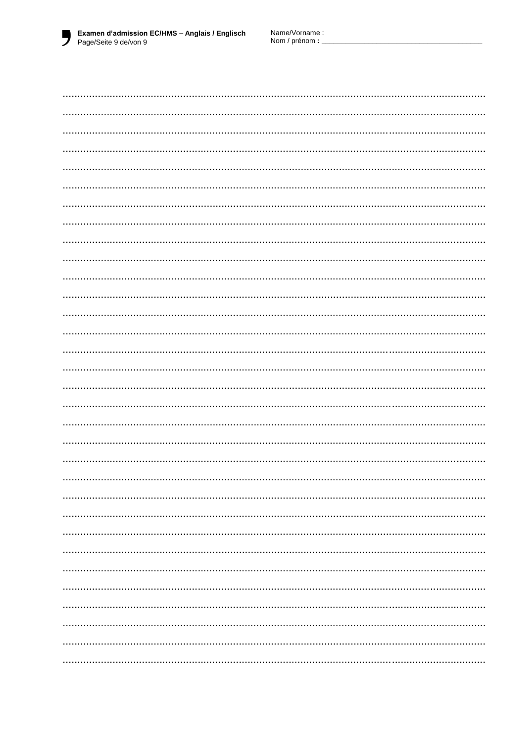Name/Vorname :
Nom / prénom : ________________________________________

............................................................................................................................................
............................................................................................................................................
............................................................................................................................................
............................................................................................................................................
............................................................................................................................................
............................................................................................................................................
............................................................................................................................................
............................................................................................................................................
............................................................................................................................................
............................................................................................................................................
............................................................................................................................................
............................................................................................................................................
............................................................................................................................................
............................................................................................................................................
............................................................................................................................................
............................................................................................................................................
............................................................................................................................................
............................................................................................................................................
............................................................................................................................................
............................................................................................................................................
............................................................................................................................................
............................................................................................................................................
............................................................................................................................................
............................................................................................................................................
............................................................................................................................................
............................................................................................................................................
............................................................................................................................................
............................................................................................................................................
............................................................................................................................................
............................................................................................................................................
............................................................................................................................................
............................................................................................................................................